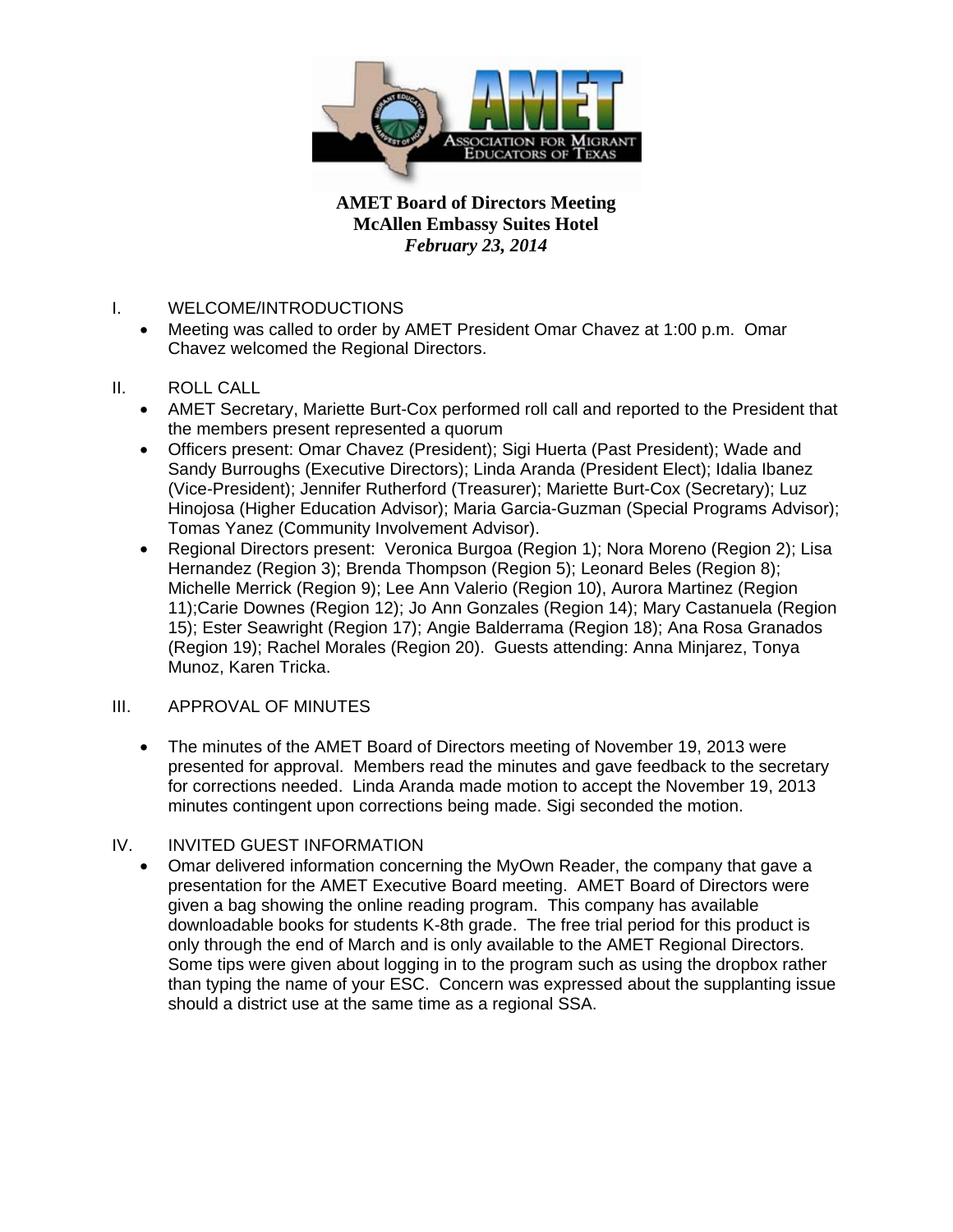**AMET Board of Directors Meeting**
**McAllen Embassy Suites Hotel**
***February 23, 2014***

I. WELCOME/INTRODUCTIONS

- Meeting was called to order by AMET President Omar Chavez at 1:00 p.m. Omar Chavez welcomed the Regional Directors.

II. ROLL CALL

- AMET Secretary, Mariette Burt-Cox performed roll call and reported to the President that the members present represented a quorum
- Officers present: Omar Chavez (President); Sigi Huerta (Past President); Wade and Sandy Burroughs (Executive Directors); Linda Aranda (President Elect); Idalia Ibanez (Vice-President); Jennifer Rutherford (Treasurer); Mariette Burt-Cox (Secretary); Luz Hinojosa (Higher Education Advisor); Maria Garcia-Guzman (Special Programs Advisor); Tomas Yanez (Community Involvement Advisor).
- Regional Directors present: Veronica Burgoa (Region 1); Nora Moreno (Region 2); Lisa Hernandez (Region 3); Brenda Thompson (Region 5); Leonard Beles (Region 8); Michelle Merrick (Region 9); Lee Ann Valerio (Region 10), Aurora Martinez (Region 11);Carie Downes (Region 12); Jo Ann Gonzales (Region 14); Mary Castanuela (Region 15); Ester Seawright (Region 17); Angie Balderrama (Region 18); Ana Rosa Granados (Region 19); Rachel Morales (Region 20). Guests attending: Anna Minjarez, Tonya Munoz, Karen Tricka.

III. APPROVAL OF MINUTES

- The minutes of the AMET Board of Directors meeting of November 19, 2013 were presented for approval. Members read the minutes and gave feedback to the secretary for corrections needed. Linda Aranda made motion to accept the November 19, 2013 minutes contingent upon corrections being made. Sigi seconded the motion.

IV. INVITED GUEST INFORMATION

- Omar delivered information concerning the MyOwn Reader, the company that gave a presentation for the AMET Executive Board meeting. AMET Board of Directors were given a bag showing the online reading program. This company has available downloadable books for students K-8th grade. The free trial period for this product is only through the end of March and is only available to the AMET Regional Directors. Some tips were given about logging in to the program such as using the dropbox rather than typing the name of your ESC. Concern was expressed about the supplanting issue should a district use at the same time as a regional SSA.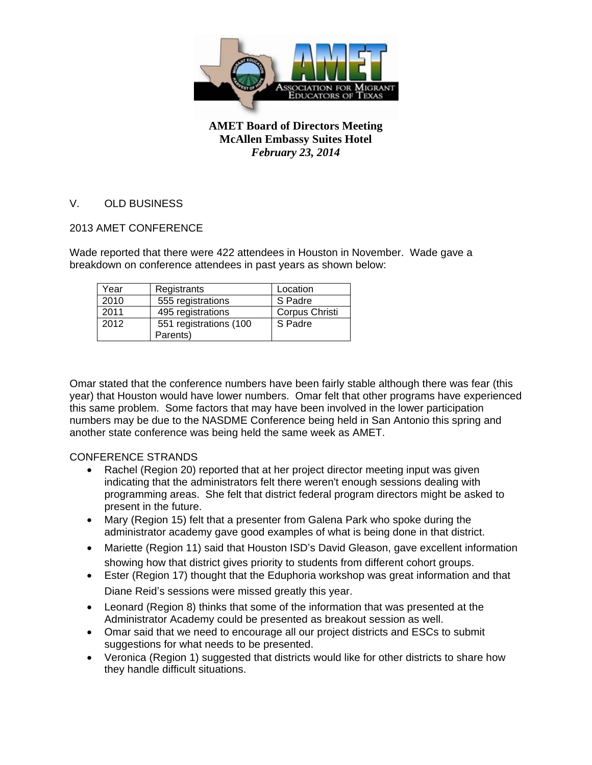**AMET Board of Directors Meeting**
**McAllen Embassy Suites Hotel**
***February 23, 2014***

V. OLD BUSINESS

2013 AMET CONFERENCE

Wade reported that there were 422 attendees in Houston in November. Wade gave a breakdown on conference attendees in past years as shown below:

| Year | Registrants | Location |
|---|---|---|
| 2010 | 555 registrations | S Padre |
| 2011 | 495 registrations | Corpus Christi |
| 2012 | 551 registrations (100 Parents) | S Padre |

Omar stated that the conference numbers have been fairly stable although there was fear (this year) that Houston would have lower numbers. Omar felt that other programs have experienced this same problem. Some factors that may have been involved in the lower participation numbers may be due to the NASDME Conference being held in San Antonio this spring and another state conference was being held the same week as AMET.

CONFERENCE STRANDS

- Rachel (Region 20) reported that at her project director meeting input was given indicating that the administrators felt there weren't enough sessions dealing with programming areas. She felt that district federal program directors might be asked to present in the future.
- Mary (Region 15) felt that a presenter from Galena Park who spoke during the administrator academy gave good examples of what is being done in that district.
- Mariette (Region 11) said that Houston ISD's David Gleason, gave excellent information showing how that district gives priority to students from different cohort groups.
- Ester (Region 17) thought that the Eduphoria workshop was great information and that Diane Reid's sessions were missed greatly this year.
- Leonard (Region 8) thinks that some of the information that was presented at the Administrator Academy could be presented as breakout session as well.
- Omar said that we need to encourage all our project districts and ESCs to submit suggestions for what needs to be presented.
- Veronica (Region 1) suggested that districts would like for other districts to share how they handle difficult situations.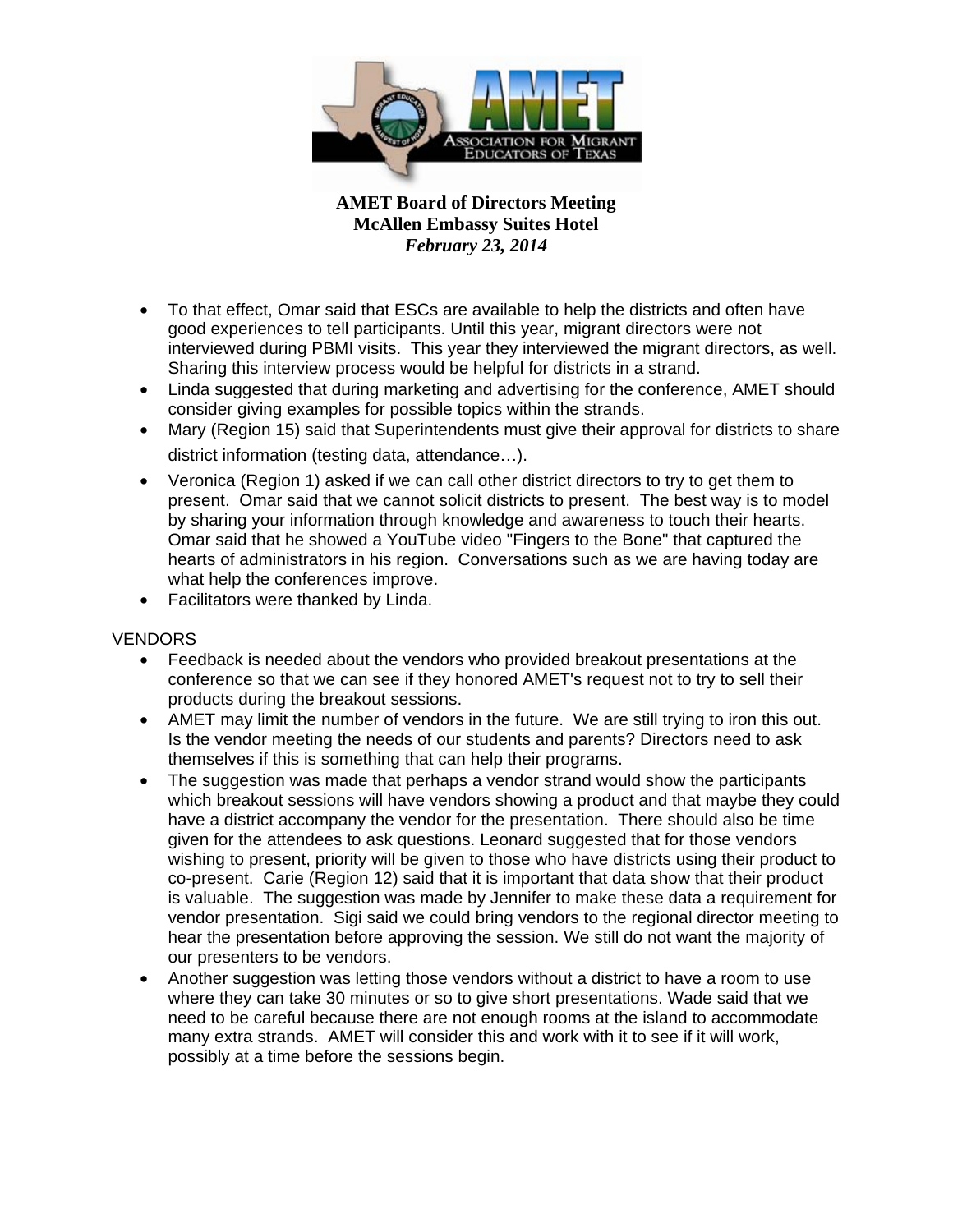**AMET Board of Directors Meeting**
**McAllen Embassy Suites Hotel**
***February 23, 2014***

- To that effect, Omar said that ESCs are available to help the districts and often have good experiences to tell participants. Until this year, migrant directors were not interviewed during PBMI visits. This year they interviewed the migrant directors, as well. Sharing this interview process would be helpful for districts in a strand.
- Linda suggested that during marketing and advertising for the conference, AMET should consider giving examples for possible topics within the strands.
- Mary (Region 15) said that Superintendents must give their approval for districts to share district information (testing data, attendance…).
- Veronica (Region 1) asked if we can call other district directors to try to get them to present. Omar said that we cannot solicit districts to present. The best way is to model by sharing your information through knowledge and awareness to touch their hearts. Omar said that he showed a YouTube video "Fingers to the Bone" that captured the hearts of administrators in his region. Conversations such as we are having today are what help the conferences improve.
- Facilitators were thanked by Linda.

VENDORS

- Feedback is needed about the vendors who provided breakout presentations at the conference so that we can see if they honored AMET's request not to try to sell their products during the breakout sessions.
- AMET may limit the number of vendors in the future. We are still trying to iron this out. Is the vendor meeting the needs of our students and parents? Directors need to ask themselves if this is something that can help their programs.
- The suggestion was made that perhaps a vendor strand would show the participants which breakout sessions will have vendors showing a product and that maybe they could have a district accompany the vendor for the presentation. There should also be time given for the attendees to ask questions. Leonard suggested that for those vendors wishing to present, priority will be given to those who have districts using their product to co-present. Carie (Region 12) said that it is important that data show that their product is valuable. The suggestion was made by Jennifer to make these data a requirement for vendor presentation. Sigi said we could bring vendors to the regional director meeting to hear the presentation before approving the session. We still do not want the majority of our presenters to be vendors.
- Another suggestion was letting those vendors without a district to have a room to use where they can take 30 minutes or so to give short presentations. Wade said that we need to be careful because there are not enough rooms at the island to accommodate many extra strands. AMET will consider this and work with it to see if it will work, possibly at a time before the sessions begin.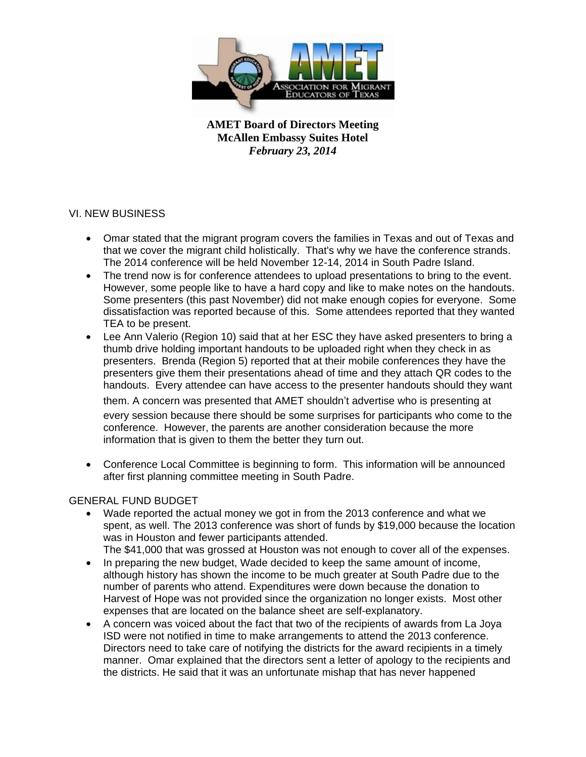**AMET Board of Directors Meeting**
**McAllen Embassy Suites Hotel**
***February 23, 2014***

VI. NEW BUSINESS

- Omar stated that the migrant program covers the families in Texas and out of Texas and that we cover the migrant child holistically. That's why we have the conference strands. The 2014 conference will be held November 12-14, 2014 in South Padre Island.
- The trend now is for conference attendees to upload presentations to bring to the event. However, some people like to have a hard copy and like to make notes on the handouts. Some presenters (this past November) did not make enough copies for everyone. Some dissatisfaction was reported because of this. Some attendees reported that they wanted TEA to be present.
- Lee Ann Valerio (Region 10) said that at her ESC they have asked presenters to bring a thumb drive holding important handouts to be uploaded right when they check in as presenters. Brenda (Region 5) reported that at their mobile conferences they have the presenters give them their presentations ahead of time and they attach QR codes to the handouts. Every attendee can have access to the presenter handouts should they want them. A concern was presented that AMET shouldn't advertise who is presenting at every session because there should be some surprises for participants who come to the conference. However, the parents are another consideration because the more information that is given to them the better they turn out.

- Conference Local Committee is beginning to form. This information will be announced after first planning committee meeting in South Padre.

GENERAL FUND BUDGET

- Wade reported the actual money we got in from the 2013 conference and what we spent, as well. The 2013 conference was short of funds by $19,000 because the location was in Houston and fewer participants attended.
  The $41,000 that was grossed at Houston was not enough to cover all of the expenses.
- In preparing the new budget, Wade decided to keep the same amount of income, although history has shown the income to be much greater at South Padre due to the number of parents who attend. Expenditures were down because the donation to Harvest of Hope was not provided since the organization no longer exists. Most other expenses that are located on the balance sheet are self-explanatory.
- A concern was voiced about the fact that two of the recipients of awards from La Joya ISD were not notified in time to make arrangements to attend the 2013 conference. Directors need to take care of notifying the districts for the award recipients in a timely manner. Omar explained that the directors sent a letter of apology to the recipients and the districts. He said that it was an unfortunate mishap that has never happened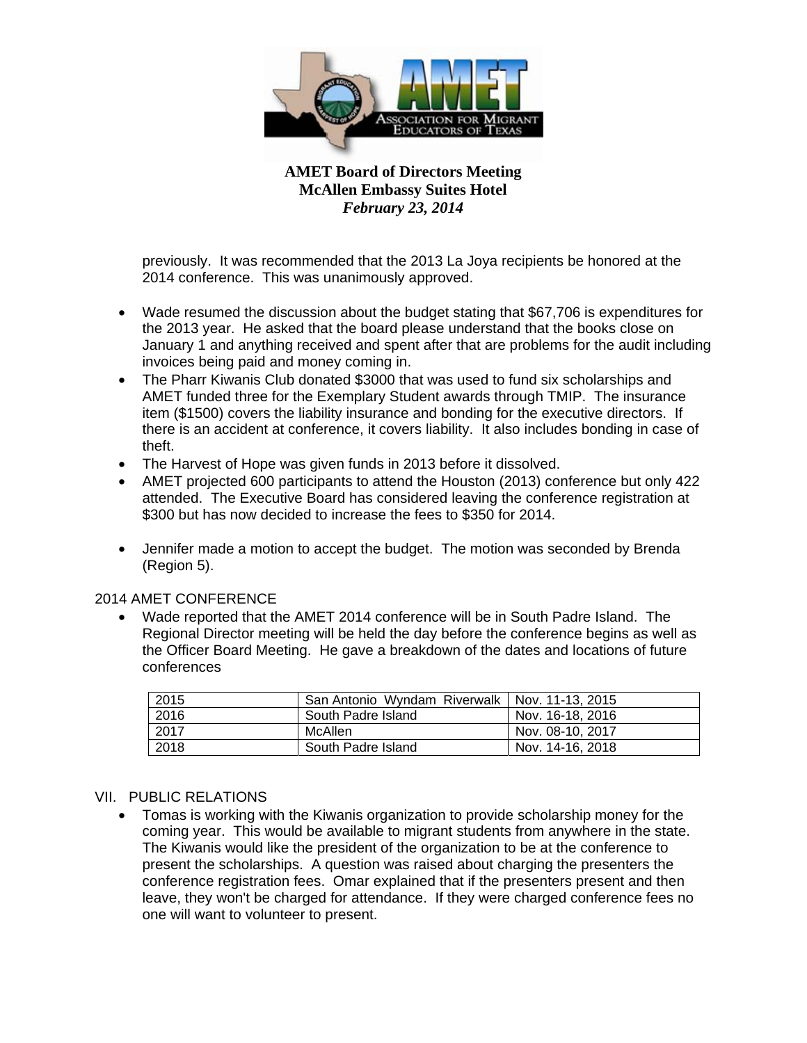previously. It was recommended that the 2013 La Joya recipients be honored at the 2014 conference. This was unanimously approved.

- Wade resumed the discussion about the budget stating that $67,706 is expenditures for the 2013 year. He asked that the board please understand that the books close on January 1 and anything received and spent after that are problems for the audit including invoices being paid and money coming in.
- The Pharr Kiwanis Club donated $3000 that was used to fund six scholarships and AMET funded three for the Exemplary Student awards through TMIP. The insurance item ($1500) covers the liability insurance and bonding for the executive directors. If there is an accident at conference, it covers liability. It also includes bonding in case of theft.
- The Harvest of Hope was given funds in 2013 before it dissolved.
- AMET projected 600 participants to attend the Houston (2013) conference but only 422 attended. The Executive Board has considered leaving the conference registration at $300 but has now decided to increase the fees to $350 for 2014.

- Jennifer made a motion to accept the budget. The motion was seconded by Brenda (Region 5).

2014 AMET CONFERENCE

- Wade reported that the AMET 2014 conference will be in South Padre Island. The Regional Director meeting will be held the day before the conference begins as well as the Officer Board Meeting. He gave a breakdown of the dates and locations of future conferences

| | | |
|---|---|---|
| 2015 | San Antonio Wyndam Riverwalk | Nov. 11-13, 2015 |
| 2016 | South Padre Island | Nov. 16-18, 2016 |
| 2017 | McAllen | Nov. 08-10, 2017 |
| 2018 | South Padre Island | Nov. 14-16, 2018 |

VII. PUBLIC RELATIONS

- Tomas is working with the Kiwanis organization to provide scholarship money for the coming year. This would be available to migrant students from anywhere in the state. The Kiwanis would like the president of the organization to be at the conference to present the scholarships. A question was raised about charging the presenters the conference registration fees. Omar explained that if the presenters present and then leave, they won't be charged for attendance. If they were charged conference fees no one will want to volunteer to present.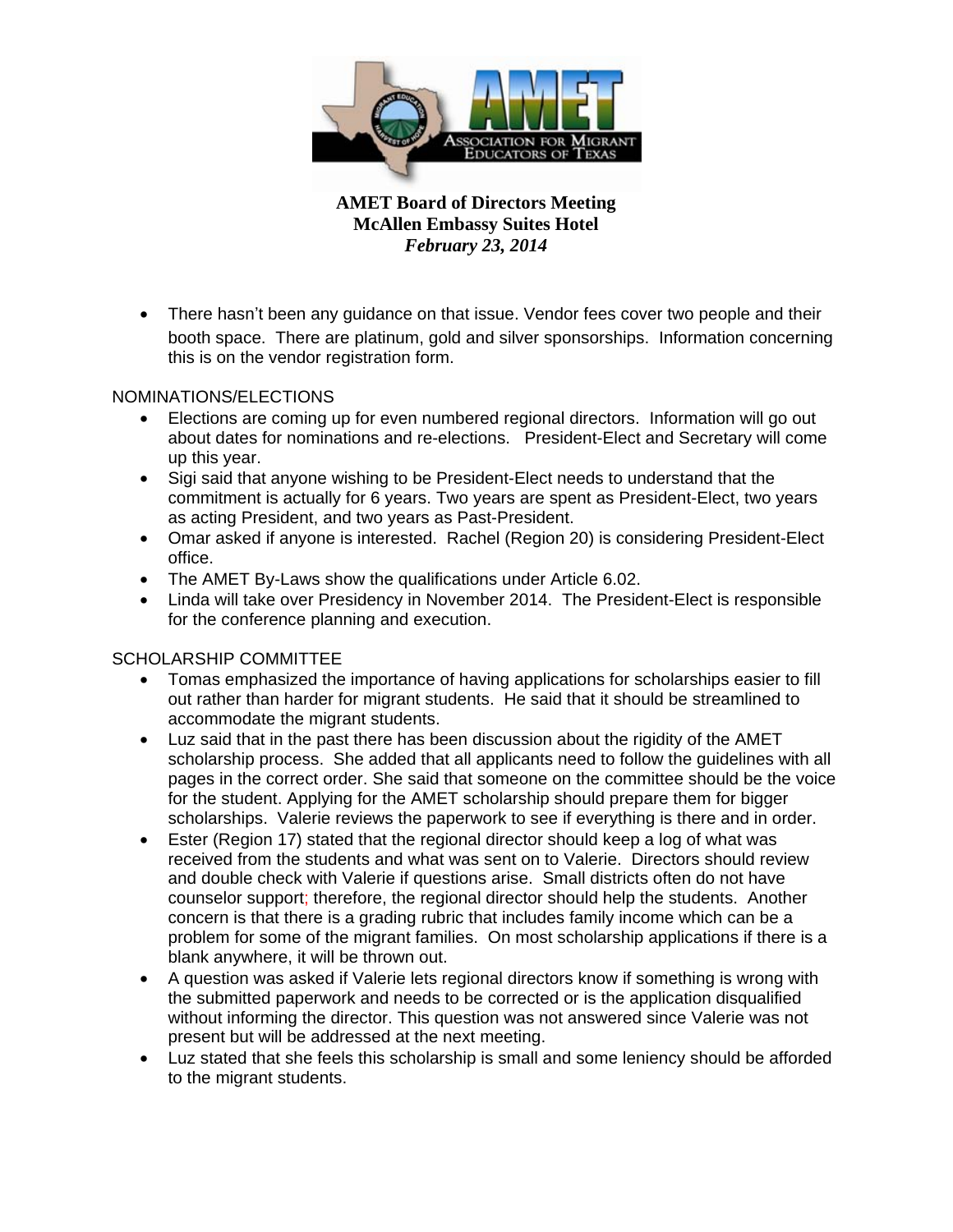**AMET Board of Directors Meeting**
**McAllen Embassy Suites Hotel**
***February 23, 2014***

- There hasn't been any guidance on that issue. Vendor fees cover two people and their booth space. There are platinum, gold and silver sponsorships. Information concerning this is on the vendor registration form.

NOMINATIONS/ELECTIONS

- Elections are coming up for even numbered regional directors. Information will go out about dates for nominations and re-elections. President-Elect and Secretary will come up this year.
- Sigi said that anyone wishing to be President-Elect needs to understand that the commitment is actually for 6 years. Two years are spent as President-Elect, two years as acting President, and two years as Past-President.
- Omar asked if anyone is interested. Rachel (Region 20) is considering President-Elect office.
- The AMET By-Laws show the qualifications under Article 6.02.
- Linda will take over Presidency in November 2014. The President-Elect is responsible for the conference planning and execution.

SCHOLARSHIP COMMITTEE

- Tomas emphasized the importance of having applications for scholarships easier to fill out rather than harder for migrant students. He said that it should be streamlined to accommodate the migrant students.
- Luz said that in the past there has been discussion about the rigidity of the AMET scholarship process. She added that all applicants need to follow the guidelines with all pages in the correct order. She said that someone on the committee should be the voice for the student. Applying for the AMET scholarship should prepare them for bigger scholarships. Valerie reviews the paperwork to see if everything is there and in order.
- Ester (Region 17) stated that the regional director should keep a log of what was received from the students and what was sent on to Valerie. Directors should review and double check with Valerie if questions arise. Small districts often do not have counselor support; therefore, the regional director should help the students. Another concern is that there is a grading rubric that includes family income which can be a problem for some of the migrant families. On most scholarship applications if there is a blank anywhere, it will be thrown out.
- A question was asked if Valerie lets regional directors know if something is wrong with the submitted paperwork and needs to be corrected or is the application disqualified without informing the director. This question was not answered since Valerie was not present but will be addressed at the next meeting.
- Luz stated that she feels this scholarship is small and some leniency should be afforded to the migrant students.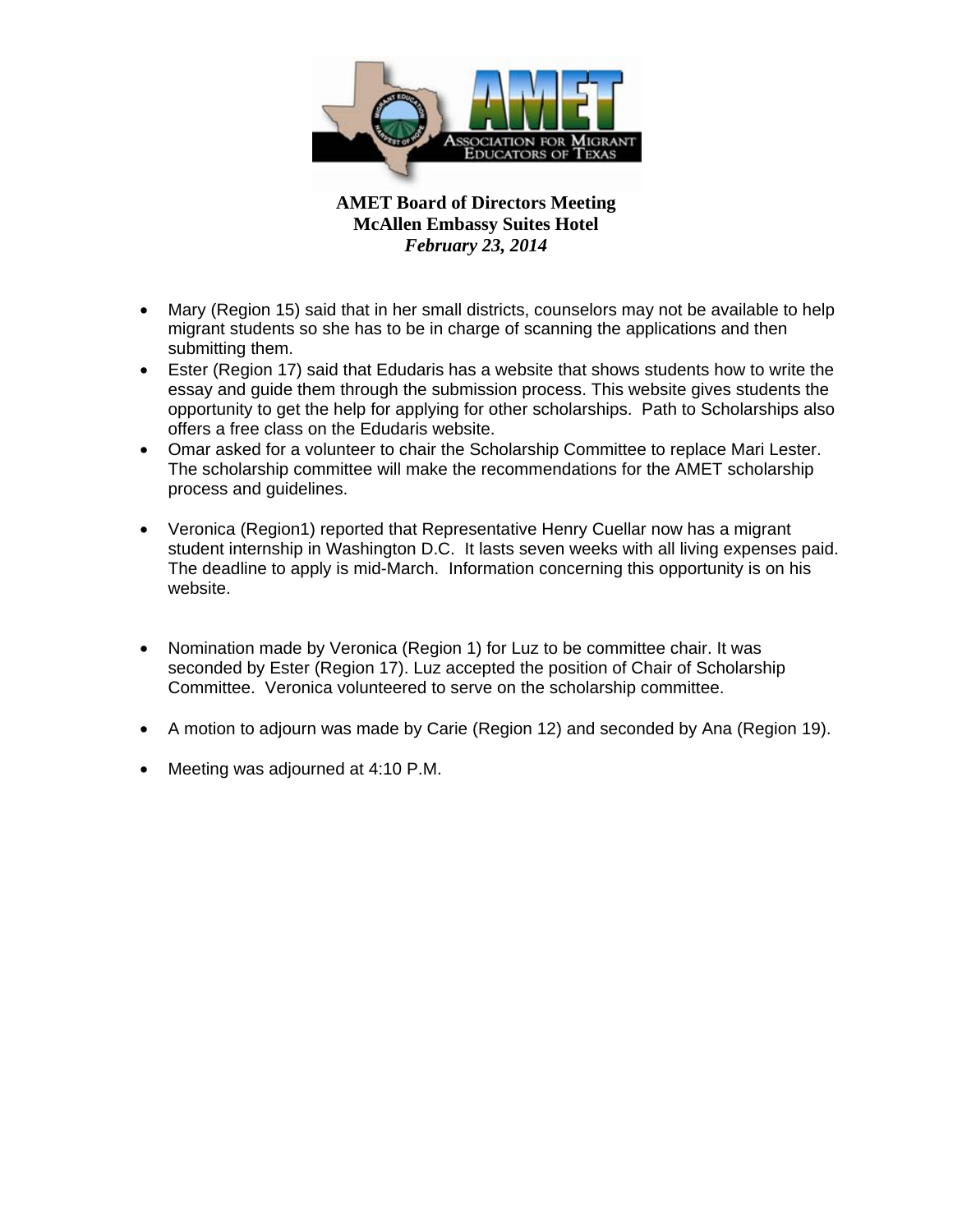**AMET Board of Directors Meeting**
**McAllen Embassy Suites Hotel**
***February 23, 2014***

- Mary (Region 15) said that in her small districts, counselors may not be available to help migrant students so she has to be in charge of scanning the applications and then submitting them.
- Ester (Region 17) said that Edudaris has a website that shows students how to write the essay and guide them through the submission process. This website gives students the opportunity to get the help for applying for other scholarships. Path to Scholarships also offers a free class on the Edudaris website.
- Omar asked for a volunteer to chair the Scholarship Committee to replace Mari Lester. The scholarship committee will make the recommendations for the AMET scholarship process and guidelines.

- Veronica (Region1) reported that Representative Henry Cuellar now has a migrant student internship in Washington D.C. It lasts seven weeks with all living expenses paid. The deadline to apply is mid-March. Information concerning this opportunity is on his website.

- Nomination made by Veronica (Region 1) for Luz to be committee chair. It was seconded by Ester (Region 17). Luz accepted the position of Chair of Scholarship Committee. Veronica volunteered to serve on the scholarship committee.

- A motion to adjourn was made by Carie (Region 12) and seconded by Ana (Region 19).

- Meeting was adjourned at 4:10 P.M.